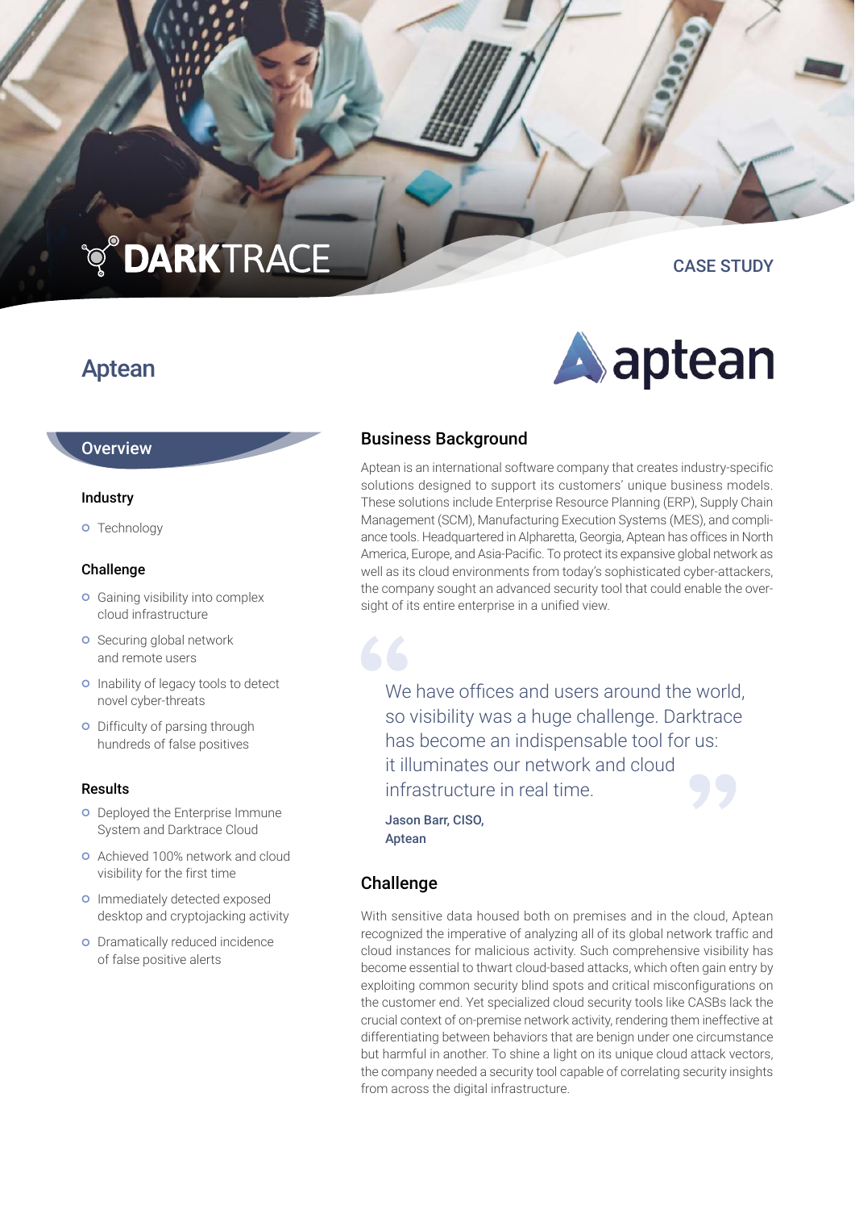DARKTRACE

CASE STUDY

# Aptean

aptean

## Overview

### Industry

- Technology

### Challenge

- Gaining visibility into complex cloud infrastructure
- Securing global network and remote users
- Inability of legacy tools to detect novel cyber-threats
- Difficulty of parsing through hundreds of false positives

### Results

- Deployed the Enterprise Immune System and Darktrace Cloud
- Achieved 100% network and cloud visibility for the first time
- Immediately detected exposed desktop and cryptojacking activity
- Dramatically reduced incidence of false positive alerts

## Business Background

Aptean is an international software company that creates industry-specific solutions designed to support its customers' unique business models. These solutions include Enterprise Resource Planning (ERP), Supply Chain Management (SCM), Manufacturing Execution Systems (MES), and compliance tools. Headquartered in Alpharetta, Georgia, Aptean has offices in North America, Europe, and Asia-Pacific. To protect its expansive global network as well as its cloud environments from today's sophisticated cyber-attackers, the company sought an advanced security tool that could enable the oversight of its entire enterprise in a unified view.

> We have offices and users around the world, so visibility was a huge challenge. Darktrace has become an indispensable tool for us: it illuminates our network and cloud infrastructure in real time.
>
> **Jason Barr, CISO, Aptean**

## Challenge

With sensitive data housed both on premises and in the cloud, Aptean recognized the imperative of analyzing all of its global network traffic and cloud instances for malicious activity. Such comprehensive visibility has become essential to thwart cloud-based attacks, which often gain entry by exploiting common security blind spots and critical misconfigurations on the customer end. Yet specialized cloud security tools like CASBs lack the crucial context of on-premise network activity, rendering them ineffective at differentiating between behaviors that are benign under one circumstance but harmful in another. To shine a light on its unique cloud attack vectors, the company needed a security tool capable of correlating security insights from across the digital infrastructure.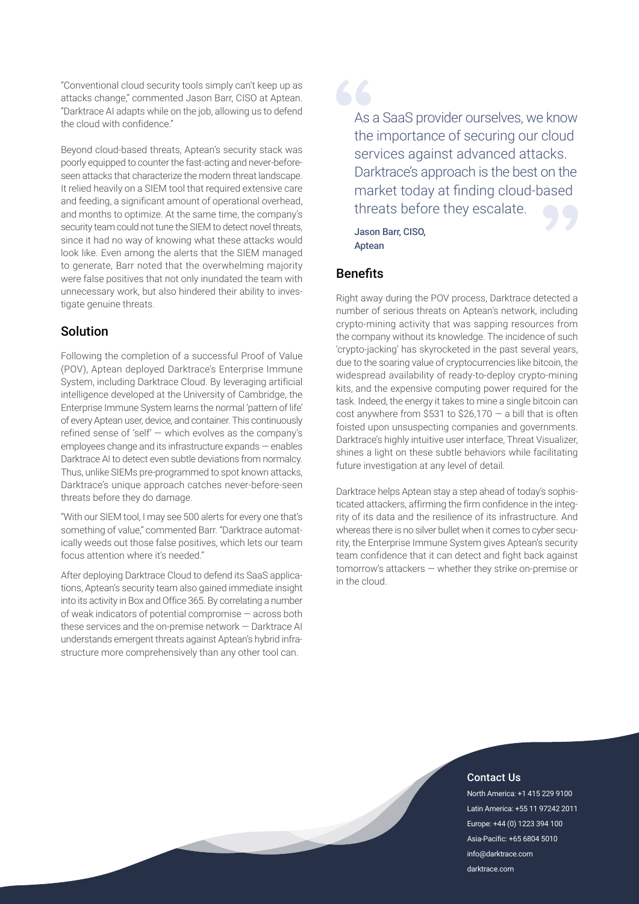"Conventional cloud security tools simply can't keep up as attacks change," commented Jason Barr, CISO at Aptean. "Darktrace AI adapts while on the job, allowing us to defend the cloud with confidence."

Beyond cloud-based threats, Aptean's security stack was poorly equipped to counter the fast-acting and never-before-seen attacks that characterize the modern threat landscape. It relied heavily on a SIEM tool that required extensive care and feeding, a significant amount of operational overhead, and months to optimize. At the same time, the company's security team could not tune the SIEM to detect novel threats, since it had no way of knowing what these attacks would look like. Even among the alerts that the SIEM managed to generate, Barr noted that the overwhelming majority were false positives that not only inundated the team with unnecessary work, but also hindered their ability to investigate genuine threats.

## Solution

Following the completion of a successful Proof of Value (POV), Aptean deployed Darktrace's Enterprise Immune System, including Darktrace Cloud. By leveraging artificial intelligence developed at the University of Cambridge, the Enterprise Immune System learns the normal 'pattern of life' of every Aptean user, device, and container. This continuously refined sense of 'self' — which evolves as the company's employees change and its infrastructure expands — enables Darktrace AI to detect even subtle deviations from normalcy. Thus, unlike SIEMs pre-programmed to spot known attacks, Darktrace's unique approach catches never-before-seen threats before they do damage.

"With our SIEM tool, I may see 500 alerts for every one that's something of value," commented Barr. "Darktrace automatically weeds out those false positives, which lets our team focus attention where it's needed."

After deploying Darktrace Cloud to defend its SaaS applications, Aptean's security team also gained immediate insight into its activity in Box and Office 365. By correlating a number of weak indicators of potential compromise — across both these services and the on-premise network — Darktrace AI understands emergent threats against Aptean's hybrid infrastructure more comprehensively than any other tool can.

> As a SaaS provider ourselves, we know the importance of securing our cloud services against advanced attacks. Darktrace's approach is the best on the market today at finding cloud-based threats before they escalate.
>
> **Jason Barr, CISO, Aptean**

## Benefits

Right away during the POV process, Darktrace detected a number of serious threats on Aptean's network, including crypto-mining activity that was sapping resources from the company without its knowledge. The incidence of such 'crypto-jacking' has skyrocketed in the past several years, due to the soaring value of cryptocurrencies like bitcoin, the widespread availability of ready-to-deploy crypto-mining kits, and the expensive computing power required for the task. Indeed, the energy it takes to mine a single bitcoin can cost anywhere from $531 to $26,170 — a bill that is often foisted upon unsuspecting companies and governments. Darktrace's highly intuitive user interface, Threat Visualizer, shines a light on these subtle behaviors while facilitating future investigation at any level of detail.

Darktrace helps Aptean stay a step ahead of today's sophisticated attackers, affirming the firm confidence in the integrity of its data and the resilience of its infrastructure. And whereas there is no silver bullet when it comes to cyber security, the Enterprise Immune System gives Aptean's security team confidence that it can detect and fight back against tomorrow's attackers — whether they strike on-premise or in the cloud.

### Contact Us

North America: +1 415 229 9100
Latin America: +55 11 97242 2011
Europe: +44 (0) 1223 394 100
Asia-Pacific: +65 6804 5010
info@darktrace.com
darktrace.com